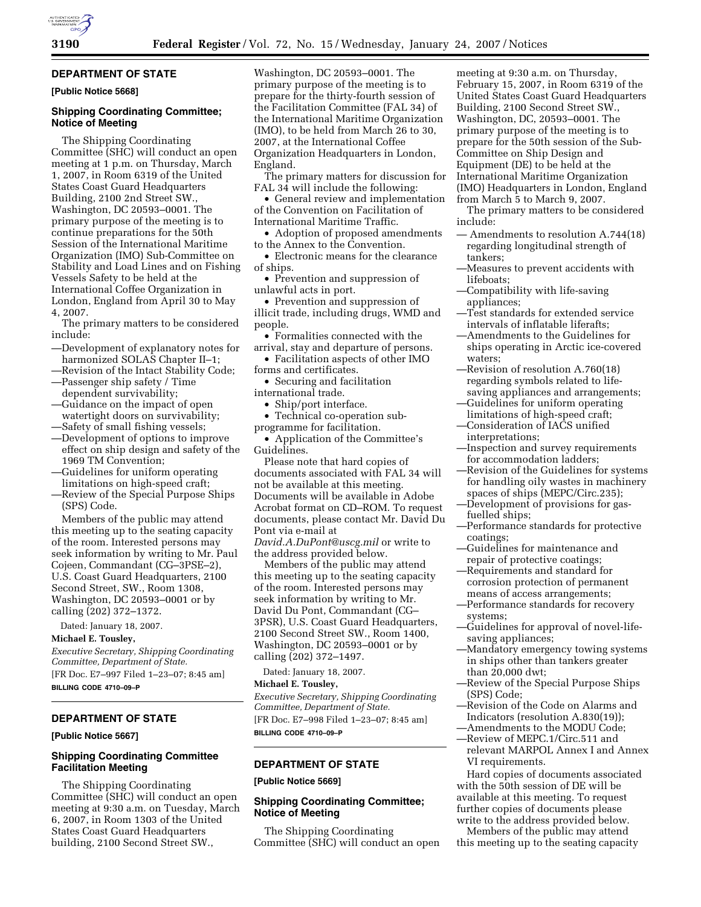## DEPARTMENT OF STATE

**[Public Notice 5668]**

### Shipping Coordinating Committee; Notice of Meeting

The Shipping Coordinating Committee (SHC) will conduct an open meeting at 1 p.m. on Thursday, March 1, 2007, in Room 6319 of the United States Coast Guard Headquarters Building, 2100 2nd Street SW., Washington, DC 20593–0001. The primary purpose of the meeting is to continue preparations for the 50th Session of the International Maritime Organization (IMO) Sub-Committee on Stability and Load Lines and on Fishing Vessels Safety to be held at the International Coffee Organization in London, England from April 30 to May 4, 2007.

The primary matters to be considered include:

—Development of explanatory notes for harmonized SOLAS Chapter II–1;
—Revision of the Intact Stability Code;
—Passenger ship safety / Time dependent survivability;
—Guidance on the impact of open watertight doors on survivability;
—Safety of small fishing vessels;
—Development of options to improve effect on ship design and safety of the 1969 TM Convention;
—Guidelines for uniform operating limitations on high-speed craft;
—Review of the Special Purpose Ships (SPS) Code.

Members of the public may attend this meeting up to the seating capacity of the room. Interested persons may seek information by writing to Mr. Paul Cojeen, Commandant (CG–3PSE–2), U.S. Coast Guard Headquarters, 2100 Second Street, SW., Room 1308, Washington, DC 20593–0001 or by calling (202) 372–1372.

Dated: January 18, 2007.

**Michael E. Tousley,**

*Executive Secretary, Shipping Coordinating Committee, Department of State.*

[FR Doc. E7–997 Filed 1–23–07; 8:45 am]

**BILLING CODE 4710–09–P**

## DEPARTMENT OF STATE

**[Public Notice 5667]**

### Shipping Coordinating Committee Facilitation Meeting

The Shipping Coordinating Committee (SHC) will conduct an open meeting at 9:30 a.m. on Tuesday, March 6, 2007, in Room 1303 of the United States Coast Guard Headquarters building, 2100 Second Street SW., Washington, DC 20593–0001. The primary purpose of the meeting is to prepare for the thirty-fourth session of the Facilitation Committee (FAL 34) of the International Maritime Organization (IMO), to be held from March 26 to 30, 2007, at the International Coffee Organization Headquarters in London, England.

The primary matters for discussion for FAL 34 will include the following:

- General review and implementation of the Convention on Facilitation of International Maritime Traffic.
- Adoption of proposed amendments to the Annex to the Convention.
- Electronic means for the clearance of ships.
- Prevention and suppression of unlawful acts in port.
- Prevention and suppression of illicit trade, including drugs, WMD and people.
- Formalities connected with the arrival, stay and departure of persons.
- Facilitation aspects of other IMO forms and certificates.
- Securing and facilitation international trade.
- Ship/port interface.
- Technical co-operation sub-programme for facilitation.
- Application of the Committee's Guidelines.

Please note that hard copies of documents associated with FAL 34 will not be available at this meeting. Documents will be available in Adobe Acrobat format on CD–ROM. To request documents, please contact Mr. David Du Pont via e-mail at *David.A.DuPont@uscg.mil* or write to the address provided below.

Members of the public may attend this meeting up to the seating capacity of the room. Interested persons may seek information by writing to Mr. David Du Pont, Commandant (CG–3PSR), U.S. Coast Guard Headquarters, 2100 Second Street SW., Room 1400, Washington, DC 20593–0001 or by calling (202) 372–1497.

Dated: January 18, 2007.

**Michael E. Tousley,**

*Executive Secretary, Shipping Coordinating Committee, Department of State.*

[FR Doc. E7–998 Filed 1–23–07; 8:45 am]

**BILLING CODE 4710–09–P**

## DEPARTMENT OF STATE

**[Public Notice 5669]**

### Shipping Coordinating Committee; Notice of Meeting

The Shipping Coordinating Committee (SHC) will conduct an open meeting at 9:30 a.m. on Thursday, February 15, 2007, in Room 6319 of the United States Coast Guard Headquarters Building, 2100 Second Street SW., Washington, DC, 20593–0001. The primary purpose of the meeting is to prepare for the 50th session of the Sub-Committee on Ship Design and Equipment (DE) to be held at the International Maritime Organization (IMO) Headquarters in London, England from March 5 to March 9, 2007.

The primary matters to be considered include:

— Amendments to resolution A.744(18) regarding longitudinal strength of tankers;
—Measures to prevent accidents with lifeboats;
—Compatibility with life-saving appliances;
—Test standards for extended service intervals of inflatable liferafts;
—Amendments to the Guidelines for ships operating in Arctic ice-covered waters;
—Revision of resolution A.760(18) regarding symbols related to life-saving appliances and arrangements;
—Guidelines for uniform operating limitations of high-speed craft;
—Consideration of IACS unified interpretations;
—Inspection and survey requirements for accommodation ladders;
—Revision of the Guidelines for systems for handling oily wastes in machinery spaces of ships (MEPC/Circ.235);
—Development of provisions for gas-fuelled ships;
—Performance standards for protective coatings;
—Guidelines for maintenance and repair of protective coatings;
—Requirements and standard for corrosion protection of permanent means of access arrangements;
—Performance standards for recovery systems;
—Guidelines for approval of novel-life-saving appliances;
—Mandatory emergency towing systems in ships other than tankers greater than 20,000 dwt;
—Review of the Special Purpose Ships (SPS) Code;
—Revision of the Code on Alarms and Indicators (resolution A.830(19));
—Amendments to the MODU Code;
—Review of MEPC.1/Circ.511 and relevant MARPOL Annex I and Annex VI requirements.

Hard copies of documents associated with the 50th session of DE will be available at this meeting. To request further copies of documents please write to the address provided below.

Members of the public may attend this meeting up to the seating capacity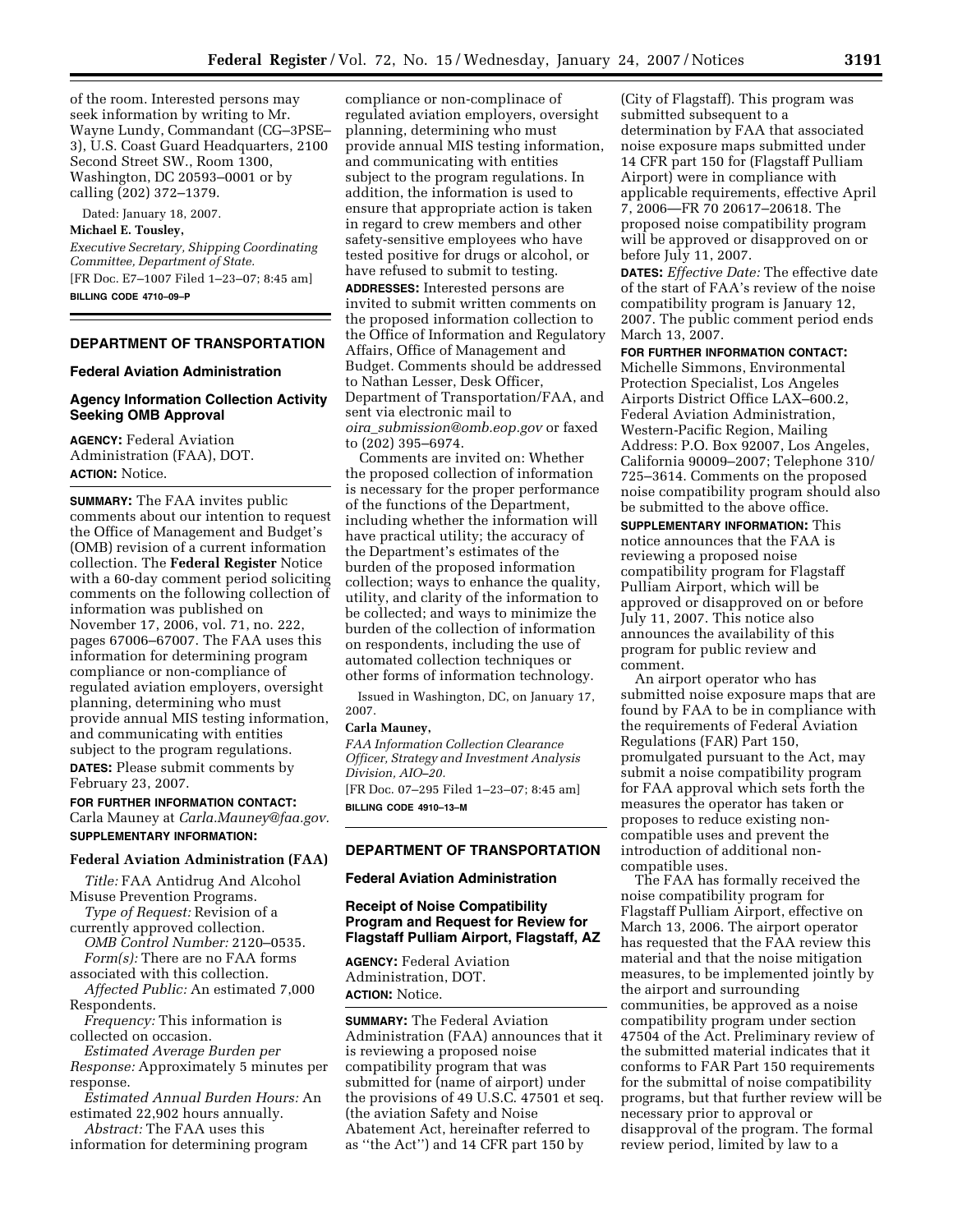of the room. Interested persons may seek information by writing to Mr. Wayne Lundy, Commandant (CG–3PSE–3), U.S. Coast Guard Headquarters, 2100 Second Street SW., Room 1300, Washington, DC 20593–0001 or by calling (202) 372–1379.

Dated: January 18, 2007.

**Michael E. Tousley,**

*Executive Secretary, Shipping Coordinating Committee, Department of State.*

[FR Doc. E7–1007 Filed 1–23–07; 8:45 am]

**BILLING CODE 4710–09–P**

## DEPARTMENT OF TRANSPORTATION

### Federal Aviation Administration

### Agency Information Collection Activity Seeking OMB Approval

**AGENCY:** Federal Aviation Administration (FAA), DOT.

**ACTION:** Notice.

**SUMMARY:** The FAA invites public comments about our intention to request the Office of Management and Budget's (OMB) revision of a current information collection. The **Federal Register** Notice with a 60-day comment period soliciting comments on the following collection of information was published on November 17, 2006, vol. 71, no. 222, pages 67006–67007. The FAA uses this information for determining program compliance or non-compliance of regulated aviation employers, oversight planning, determining who must provide annual MIS testing information, and communicating with entities subject to the program regulations.

**DATES:** Please submit comments by February 23, 2007.

**FOR FURTHER INFORMATION CONTACT:** Carla Mauney at *Carla.Mauney@faa.gov.*

**SUPPLEMENTARY INFORMATION:**

#### Federal Aviation Administration (FAA)

*Title:* FAA Antidrug And Alcohol Misuse Prevention Programs.

*Type of Request:* Revision of a currently approved collection.

*OMB Control Number:* 2120–0535.

*Form(s):* There are no FAA forms associated with this collection.

*Affected Public:* An estimated 7,000 Respondents.

*Frequency:* This information is collected on occasion.

*Estimated Average Burden per Response:* Approximately 5 minutes per response.

*Estimated Annual Burden Hours:* An estimated 22,902 hours annually.

*Abstract:* The FAA uses this information for determining program compliance or non-complinace of regulated aviation employers, oversight planning, determining who must provide annual MIS testing information, and communicating with entities subject to the program regulations. In addition, the information is used to ensure that appropriate action is taken in regard to crew members and other safety-sensitive employees who have tested positive for drugs or alcohol, or have refused to submit to testing.

**ADDRESSES:** Interested persons are invited to submit written comments on the proposed information collection to the Office of Information and Regulatory Affairs, Office of Management and Budget. Comments should be addressed to Nathan Lesser, Desk Officer, Department of Transportation/FAA, and sent via electronic mail to *oira_submission@omb.eop.gov* or faxed to (202) 395–6974.

Comments are invited on: Whether the proposed collection of information is necessary for the proper performance of the functions of the Department, including whether the information will have practical utility; the accuracy of the Department's estimates of the burden of the proposed information collection; ways to enhance the quality, utility, and clarity of the information to be collected; and ways to minimize the burden of the collection of information on respondents, including the use of automated collection techniques or other forms of information technology.

Issued in Washington, DC, on January 17, 2007.

**Carla Mauney,**

*FAA Information Collection Clearance Officer, Strategy and Investment Analysis Division, AIO–20.*

[FR Doc. 07–295 Filed 1–23–07; 8:45 am]

**BILLING CODE 4910–13–M**

## DEPARTMENT OF TRANSPORTATION

### Federal Aviation Administration

### Receipt of Noise Compatibility Program and Request for Review for Flagstaff Pulliam Airport, Flagstaff, AZ

**AGENCY:** Federal Aviation Administration, DOT.

**ACTION:** Notice.

**SUMMARY:** The Federal Aviation Administration (FAA) announces that it is reviewing a proposed noise compatibility program that was submitted for (name of airport) under the provisions of 49 U.S.C. 47501 et seq. (the aviation Safety and Noise Abatement Act, hereinafter referred to as ''the Act'') and 14 CFR part 150 by (City of Flagstaff). This program was submitted subsequent to a determination by FAA that associated noise exposure maps submitted under 14 CFR part 150 for (Flagstaff Pulliam Airport) were in compliance with applicable requirements, effective April 7, 2006—FR 70 20617–20618. The proposed noise compatibility program will be approved or disapproved on or before July 11, 2007.

**DATES:** *Effective Date:* The effective date of the start of FAA's review of the noise compatibility program is January 12, 2007. The public comment period ends March 13, 2007.

**FOR FURTHER INFORMATION CONTACT:** Michelle Simmons, Environmental Protection Specialist, Los Angeles Airports District Office LAX–600.2, Federal Aviation Administration, Western-Pacific Region, Mailing Address: P.O. Box 92007, Los Angeles, California 90009–2007; Telephone 310/725–3614. Comments on the proposed noise compatibility program should also be submitted to the above office.

**SUPPLEMENTARY INFORMATION:** This notice announces that the FAA is reviewing a proposed noise compatibility program for Flagstaff Pulliam Airport, which will be approved or disapproved on or before July 11, 2007. This notice also announces the availability of this program for public review and comment.

An airport operator who has submitted noise exposure maps that are found by FAA to be in compliance with the requirements of Federal Aviation Regulations (FAR) Part 150, promulgated pursuant to the Act, may submit a noise compatibility program for FAA approval which sets forth the measures the operator has taken or proposes to reduce existing non-compatible uses and prevent the introduction of additional non-compatible uses.

The FAA has formally received the noise compatibility program for Flagstaff Pulliam Airport, effective on March 13, 2006. The airport operator has requested that the FAA review this material and that the noise mitigation measures, to be implemented jointly by the airport and surrounding communities, be approved as a noise compatibility program under section 47504 of the Act. Preliminary review of the submitted material indicates that it conforms to FAR Part 150 requirements for the submittal of noise compatibility programs, but that further review will be necessary prior to approval or disapproval of the program. The formal review period, limited by law to a